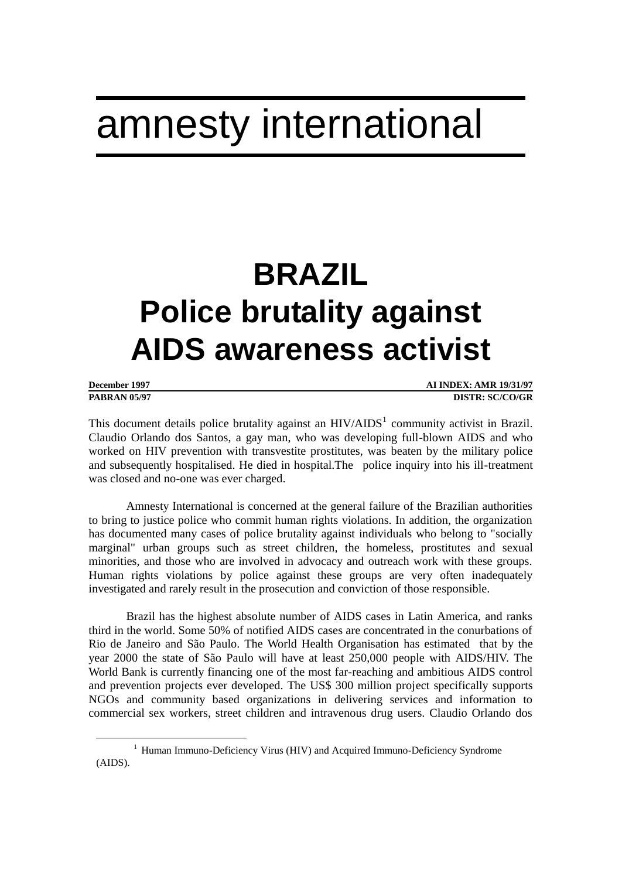# amnesty international

# BRAZIL
# Police brutality against AIDS awareness activist

**December 1997** **AI INDEX: AMR 19/31/97**
**PABRAN 05/97** **DISTR: SC/CO/GR**

This document details police brutality against an HIV/AIDS[1] community activist in Brazil. Claudio Orlando dos Santos, a gay man, who was developing full-blown AIDS and who worked on HIV prevention with transvestite prostitutes, was beaten by the military police and subsequently hospitalised. He died in hospital.The police inquiry into his ill-treatment was closed and no-one was ever charged.

Amnesty International is concerned at the general failure of the Brazilian authorities to bring to justice police who commit human rights violations. In addition, the organization has documented many cases of police brutality against individuals who belong to "socially marginal" urban groups such as street children, the homeless, prostitutes and sexual minorities, and those who are involved in advocacy and outreach work with these groups. Human rights violations by police against these groups are very often inadequately investigated and rarely result in the prosecution and conviction of those responsible.

Brazil has the highest absolute number of AIDS cases in Latin America, and ranks third in the world. Some 50% of notified AIDS cases are concentrated in the conurbations of Rio de Janeiro and São Paulo. The World Health Organisation has estimated that by the year 2000 the state of São Paulo will have at least 250,000 people with AIDS/HIV. The World Bank is currently financing one of the most far-reaching and ambitious AIDS control and prevention projects ever developed. The US$ 300 million project specifically supports NGOs and community based organizations in delivering services and information to commercial sex workers, street children and intravenous drug users. Claudio Orlando dos

[1] Human Immuno-Deficiency Virus (HIV) and Acquired Immuno-Deficiency Syndrome (AIDS).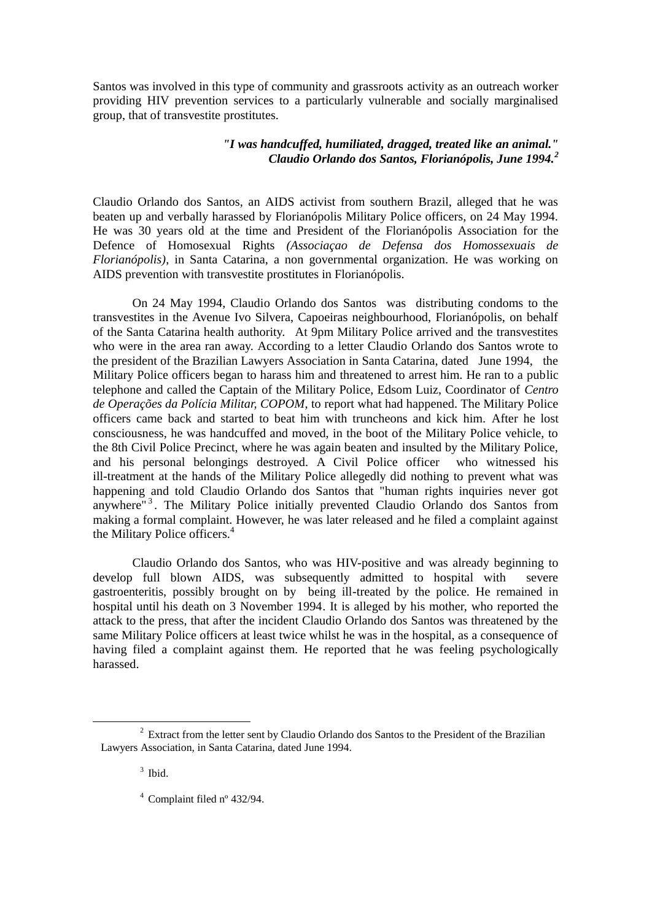Santos was involved in this type of community and grassroots activity as an outreach worker providing HIV prevention services to a particularly vulnerable and socially marginalised group, that of transvestite prostitutes.

> ***"I was handcuffed, humiliated, dragged, treated like an animal."***
> ***Claudio Orlando dos Santos, Florianópolis, June 1994.***[2]

Claudio Orlando dos Santos, an AIDS activist from southern Brazil, alleged that he was beaten up and verbally harassed by Florianópolis Military Police officers, on 24 May 1994. He was 30 years old at the time and President of the Florianópolis Association for the Defence of Homosexual Rights *(Associaçao de Defensa dos Homossexuais de Florianópolis)*, in Santa Catarina, a non governmental organization. He was working on AIDS prevention with transvestite prostitutes in Florianópolis.

On 24 May 1994, Claudio Orlando dos Santos was distributing condoms to the transvestites in the Avenue Ivo Silvera, Capoeiras neighbourhood, Florianópolis, on behalf of the Santa Catarina health authority. At 9pm Military Police arrived and the transvestites who were in the area ran away. According to a letter Claudio Orlando dos Santos wrote to the president of the Brazilian Lawyers Association in Santa Catarina, dated June 1994, the Military Police officers began to harass him and threatened to arrest him. He ran to a public telephone and called the Captain of the Military Police, Edsom Luiz, Coordinator of *Centro de Operações da Polícia Militar, COPOM*, to report what had happened. The Military Police officers came back and started to beat him with truncheons and kick him. After he lost consciousness, he was handcuffed and moved, in the boot of the Military Police vehicle, to the 8th Civil Police Precinct, where he was again beaten and insulted by the Military Police, and his personal belongings destroyed. A Civil Police officer who witnessed his ill-treatment at the hands of the Military Police allegedly did nothing to prevent what was happening and told Claudio Orlando dos Santos that "human rights inquiries never got anywhere"[3]. The Military Police initially prevented Claudio Orlando dos Santos from making a formal complaint. However, he was later released and he filed a complaint against the Military Police officers.[4]

Claudio Orlando dos Santos, who was HIV-positive and was already beginning to develop full blown AIDS, was subsequently admitted to hospital with severe gastroenteritis, possibly brought on by being ill-treated by the police. He remained in hospital until his death on 3 November 1994. It is alleged by his mother, who reported the attack to the press, that after the incident Claudio Orlando dos Santos was threatened by the same Military Police officers at least twice whilst he was in the hospital, as a consequence of having filed a complaint against them. He reported that he was feeling psychologically harassed.

---

[2] Extract from the letter sent by Claudio Orlando dos Santos to the President of the Brazilian Lawyers Association, in Santa Catarina, dated June 1994.

[3] Ibid.

[4] Complaint filed nº 432/94.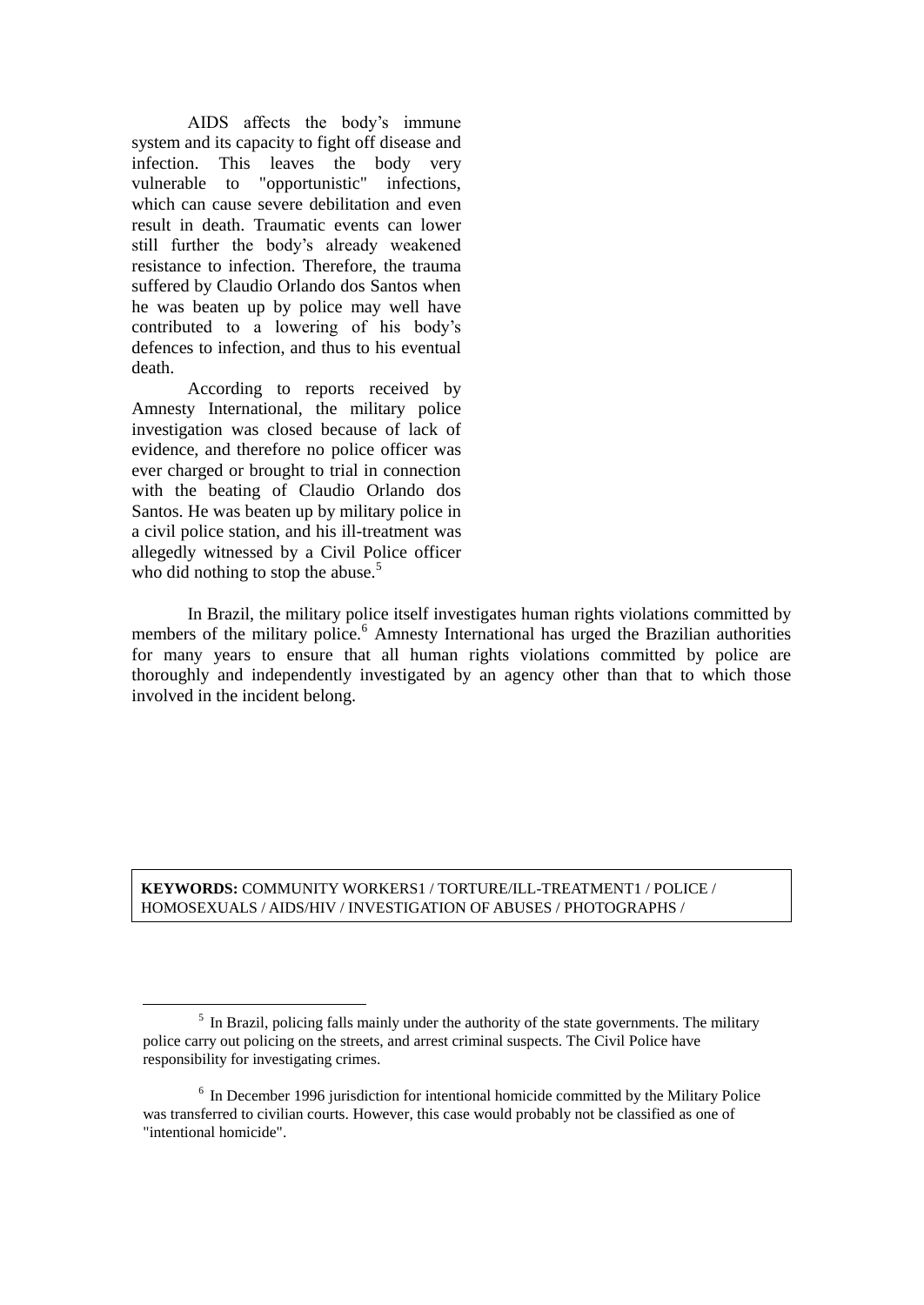AIDS affects the body's immune system and its capacity to fight off disease and infection. This leaves the body very vulnerable to "opportunistic" infections, which can cause severe debilitation and even result in death. Traumatic events can lower still further the body's already weakened resistance to infection. Therefore, the trauma suffered by Claudio Orlando dos Santos when he was beaten up by police may well have contributed to a lowering of his body's defences to infection, and thus to his eventual death.

According to reports received by Amnesty International, the military police investigation was closed because of lack of evidence, and therefore no police officer was ever charged or brought to trial in connection with the beating of Claudio Orlando dos Santos. He was beaten up by military police in a civil police station, and his ill-treatment was allegedly witnessed by a Civil Police officer who did nothing to stop the abuse.[5]

In Brazil, the military police itself investigates human rights violations committed by members of the military police.[6] Amnesty International has urged the Brazilian authorities for many years to ensure that all human rights violations committed by police are thoroughly and independently investigated by an agency other than that to which those involved in the incident belong.

**KEYWORDS:** COMMUNITY WORKERS1 / TORTURE/ILL-TREATMENT1 / POLICE / HOMOSEXUALS / AIDS/HIV / INVESTIGATION OF ABUSES / PHOTOGRAPHS /

---

[5] In Brazil, policing falls mainly under the authority of the state governments. The military police carry out policing on the streets, and arrest criminal suspects. The Civil Police have responsibility for investigating crimes.

[6] In December 1996 jurisdiction for intentional homicide committed by the Military Police was transferred to civilian courts. However, this case would probably not be classified as one of "intentional homicide".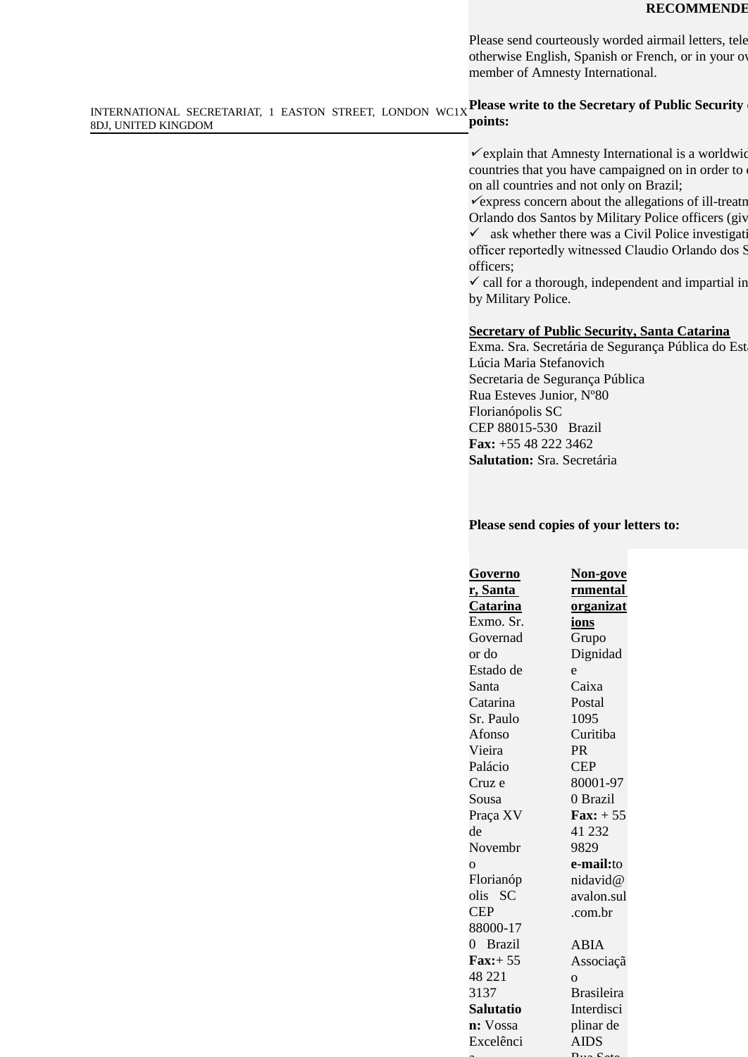INTERNATIONAL SECRETARIAT, 1 EASTON STREET, LONDON WC1X 8DJ, UNITED KINGDOM

**RECOMMENDE**

Please send courteously worded airmail letters, tele otherwise English, Spanish or French, or in your ov member of Amnesty International.

**Please write to the Secretary of Public Security points:**

✓explain that Amnesty International is a worldwic countries that you have campaigned on in order to on all countries and not only on Brazil;
✓express concern about the allegations of ill-treatn Orlando dos Santos by Military Police officers (giv
✓ ask whether there was a Civil Police investigati officer reportedly witnessed Claudio Orlando dos S officers;
✓ call for a thorough, independent and impartial in by Military Police.

**Secretary of Public Security, Santa Catarina**
Exma. Sra. Secretária de Segurança Pública do Est
Lúcia Maria Stefanovich
Secretaria de Segurança Pública
Rua Esteves Junior, Nº80
Florianópolis SC
CEP 88015-530 Brazil
**Fax:** +55 48 222 3462
**Salutation:** Sra. Secretária

**Please send copies of your letters to:**

**Governor, Santa Catarina**
Exmo. Sr. Governador do Estado de Santa Catarina
Sr. Paulo Afonso Vieira
Palácio Cruz e Sousa
Praça XV de Novembro
Florianópolis SC
CEP 88000-170 Brazil
**Fax:**+ 55 48 221 3137
**Salutation:** Vossa Excelênci

**Non-governmental organizations**
Grupo Dignidade
Caixa Postal 1095
Curitiba PR
CEP 80001-970 Brazil
**Fax:** + 55 41 232 9829
**e-mail:**tonidavid@avalon.sul.com.br

ABIA Associação Brasileira Interdisciplinar de AIDS